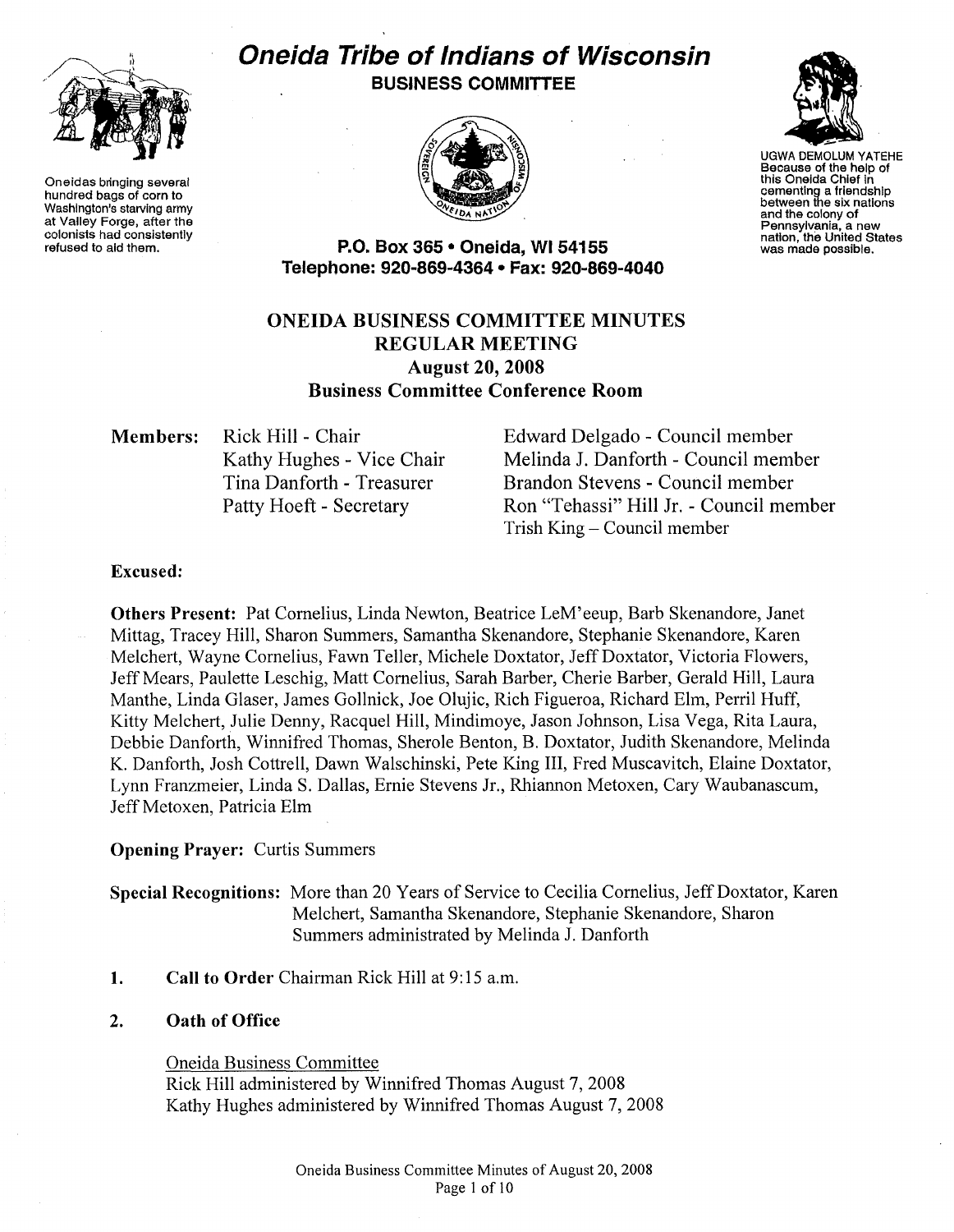Oneidas bringing several hundred bags of corn to Washington's starving army at Valley Forge, after the colonists had consistently refused to aid them.

# Oneida Tribe of Indians of Wisconsin

**BUSINESS COMMITTEE**

**P.O. Box 365 • Oneida, WI 54155**
**Telephone: 920-869-4364 • Fax: 920-869-4040**

UGWA DEMOLUM YATEHE
Because of the help of this Oneida Chief in cementing a friendship between the six nations and the colony of Pennsylvania, a new nation, the United States was made possible.

## ONEIDA BUSINESS COMMITTEE MINUTES
## REGULAR MEETING
## August 20, 2008
## Business Committee Conference Room

**Members:**

Rick Hill - Chair
Kathy Hughes - Vice Chair
Tina Danforth - Treasurer
Patty Hoeft - Secretary
Edward Delgado - Council member
Melinda J. Danforth - Council member
Brandon Stevens - Council member
Ron "Tehassi" Hill Jr. - Council member
Trish King – Council member

**Excused:**

**Others Present:** Pat Cornelius, Linda Newton, Beatrice LeM'eeup, Barb Skenandore, Janet Mittag, Tracey Hill, Sharon Summers, Samantha Skenandore, Stephanie Skenandore, Karen Melchert, Wayne Cornelius, Fawn Teller, Michele Doxtator, Jeff Doxtator, Victoria Flowers, Jeff Mears, Paulette Leschig, Matt Cornelius, Sarah Barber, Cherie Barber, Gerald Hill, Laura Manthe, Linda Glaser, James Gollnick, Joe Olujic, Rich Figueroa, Richard Elm, Perril Huff, Kitty Melchert, Julie Denny, Racquel Hill, Mindimoye, Jason Johnson, Lisa Vega, Rita Laura, Debbie Danforth, Winnifred Thomas, Sherole Benton, B. Doxtator, Judith Skenandore, Melinda K. Danforth, Josh Cottrell, Dawn Walschinski, Pete King III, Fred Muscavitch, Elaine Doxtator, Lynn Franzmeier, Linda S. Dallas, Ernie Stevens Jr., Rhiannon Metoxen, Cary Waubanascum, Jeff Metoxen, Patricia Elm

**Opening Prayer:** Curtis Summers

**Special Recognitions:** More than 20 Years of Service to Cecilia Cornelius, Jeff Doxtator, Karen Melchert, Samantha Skenandore, Stephanie Skenandore, Sharon Summers administrated by Melinda J. Danforth

1. **Call to Order** Chairman Rick Hill at 9:15 a.m.

2. **Oath of Office**

   Oneida Business Committee
   Rick Hill administered by Winnifred Thomas August 7, 2008
   Kathy Hughes administered by Winnifred Thomas August 7, 2008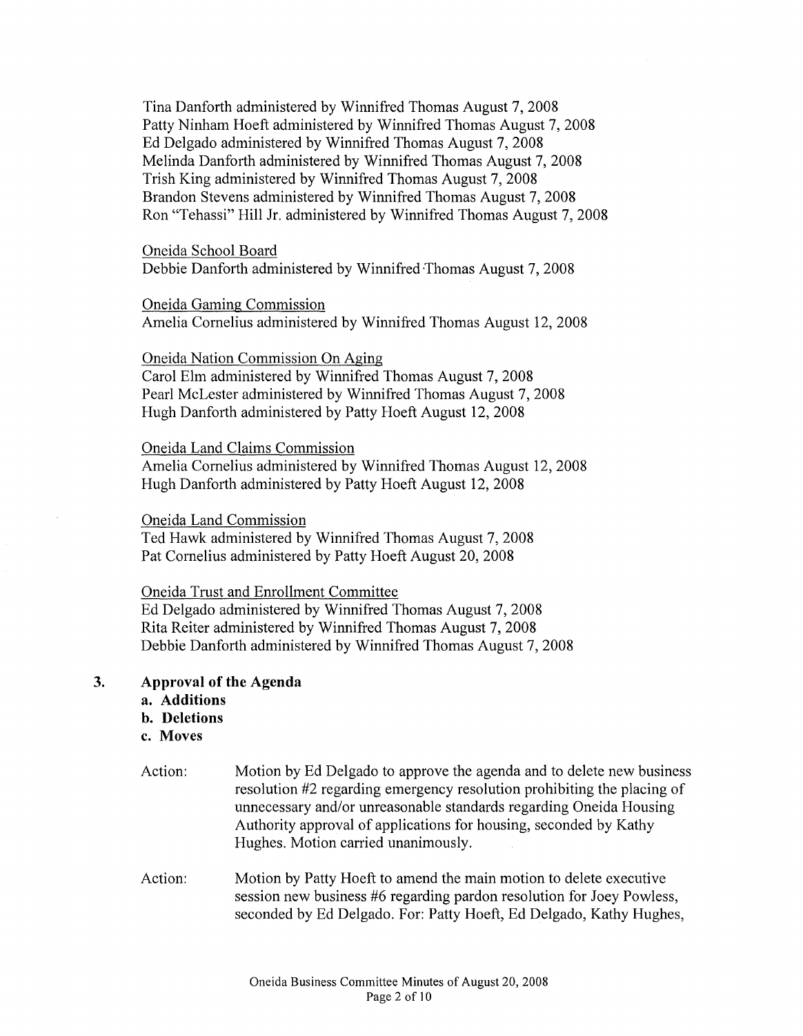Tina Danforth administered by Winnifred Thomas August 7, 2008
Patty Ninham Hoeft administered by Winnifred Thomas August 7, 2008
Ed Delgado administered by Winnifred Thomas August 7, 2008
Melinda Danforth administered by Winnifred Thomas August 7, 2008
Trish King administered by Winnifred Thomas August 7, 2008
Brandon Stevens administered by Winnifred Thomas August 7, 2008
Ron "Tehassi" Hill Jr. administered by Winnifred Thomas August 7, 2008

<u>Oneida School Board</u>
Debbie Danforth administered by Winnifred Thomas August 7, 2008

<u>Oneida Gaming Commission</u>
Amelia Cornelius administered by Winnifred Thomas August 12, 2008

<u>Oneida Nation Commission On Aging</u>
Carol Elm administered by Winnifred Thomas August 7, 2008
Pearl McLester administered by Winnifred Thomas August 7, 2008
Hugh Danforth administered by Patty Hoeft August 12, 2008

<u>Oneida Land Claims Commission</u>
Amelia Cornelius administered by Winnifred Thomas August 12, 2008
Hugh Danforth administered by Patty Hoeft August 12, 2008

<u>Oneida Land Commission</u>
Ted Hawk administered by Winnifred Thomas August 7, 2008
Pat Cornelius administered by Patty Hoeft August 20, 2008

<u>Oneida Trust and Enrollment Committee</u>
Ed Delgado administered by Winnifred Thomas August 7, 2008
Rita Reiter administered by Winnifred Thomas August 7, 2008
Debbie Danforth administered by Winnifred Thomas August 7, 2008

**3. Approval of the Agenda**

**a. Additions**
**b. Deletions**
**c. Moves**

Action: Motion by Ed Delgado to approve the agenda and to delete new business resolution #2 regarding emergency resolution prohibiting the placing of unnecessary and/or unreasonable standards regarding Oneida Housing Authority approval of applications for housing, seconded by Kathy Hughes. Motion carried unanimously.

Action: Motion by Patty Hoeft to amend the main motion to delete executive session new business #6 regarding pardon resolution for Joey Powless, seconded by Ed Delgado. For: Patty Hoeft, Ed Delgado, Kathy Hughes,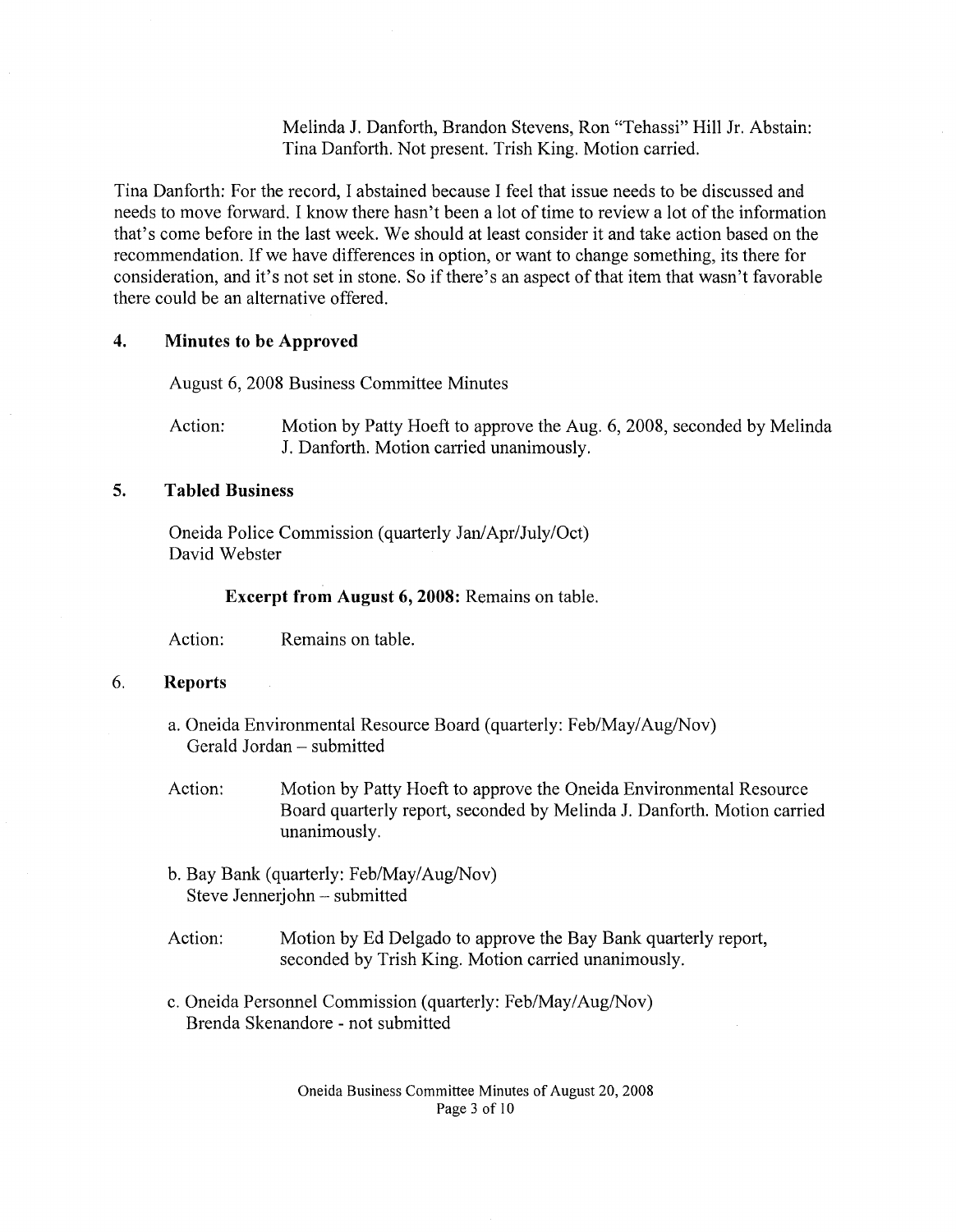Melinda J. Danforth, Brandon Stevens, Ron "Tehassi" Hill Jr. Abstain: Tina Danforth. Not present. Trish King. Motion carried.

Tina Danforth: For the record, I abstained because I feel that issue needs to be discussed and needs to move forward. I know there hasn't been a lot of time to review a lot of the information that's come before in the last week. We should at least consider it and take action based on the recommendation. If we have differences in option, or want to change something, its there for consideration, and it's not set in stone. So if there's an aspect of that item that wasn't favorable there could be an alternative offered.

## 4. Minutes to be Approved

August 6, 2008 Business Committee Minutes

Action: Motion by Patty Hoeft to approve the Aug. 6, 2008, seconded by Melinda J. Danforth. Motion carried unanimously.

## 5. Tabled Business

Oneida Police Commission (quarterly Jan/Apr/July/Oct)
David Webster

**Excerpt from August 6, 2008:** Remains on table.

Action: Remains on table.

## 6. Reports

a. Oneida Environmental Resource Board (quarterly: Feb/May/Aug/Nov)
Gerald Jordan – submitted

Action: Motion by Patty Hoeft to approve the Oneida Environmental Resource Board quarterly report, seconded by Melinda J. Danforth. Motion carried unanimously.

b. Bay Bank (quarterly: Feb/May/Aug/Nov)
Steve Jennerjohn – submitted

Action: Motion by Ed Delgado to approve the Bay Bank quarterly report, seconded by Trish King. Motion carried unanimously.

c. Oneida Personnel Commission (quarterly: Feb/May/Aug/Nov)
Brenda Skenandore - not submitted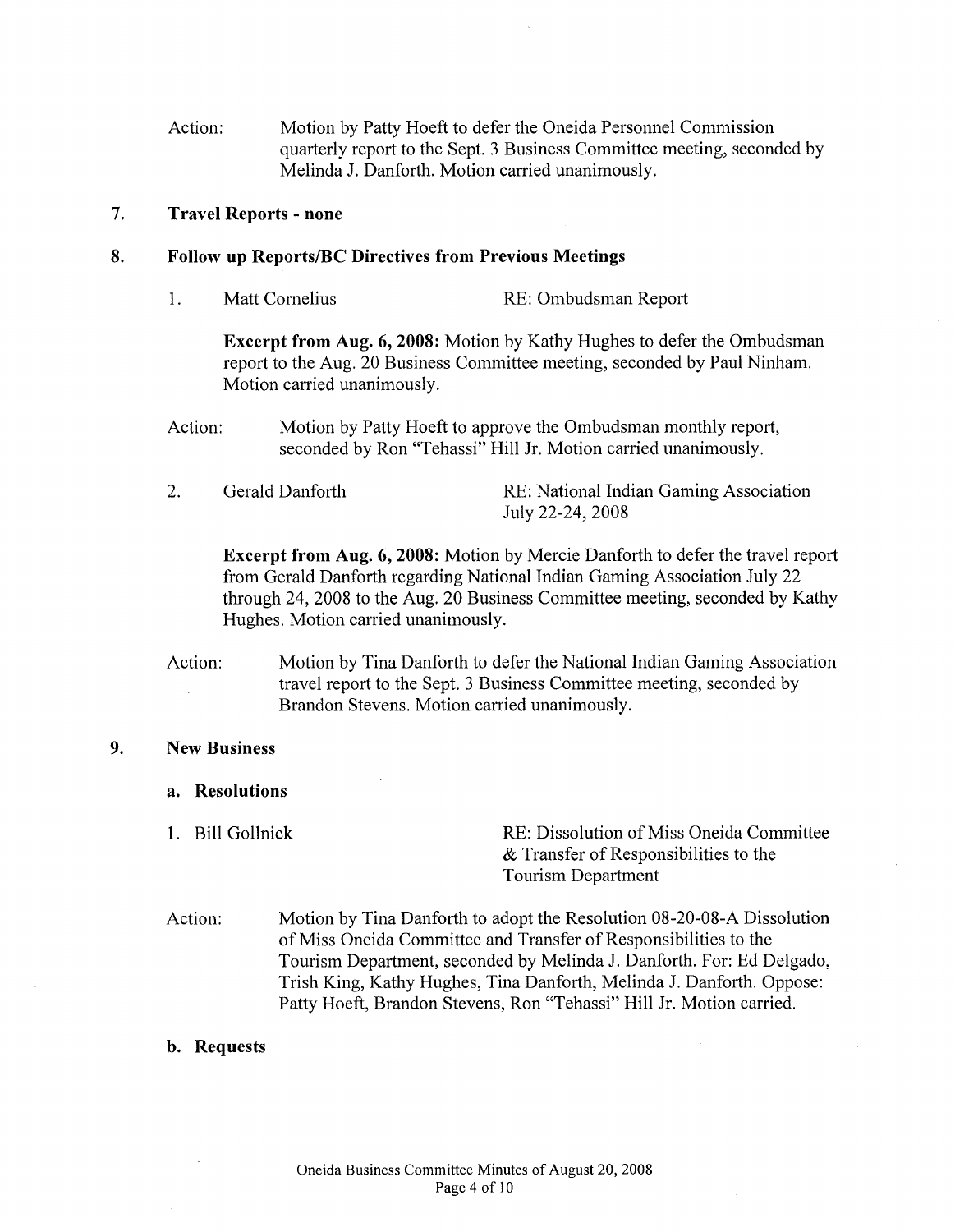Action: Motion by Patty Hoeft to defer the Oneida Personnel Commission quarterly report to the Sept. 3 Business Committee meeting, seconded by Melinda J. Danforth. Motion carried unanimously.

## 7. Travel Reports - none

## 8. Follow up Reports/BC Directives from Previous Meetings

1. Matt Cornelius — RE: Ombudsman Report

**Excerpt from Aug. 6, 2008:** Motion by Kathy Hughes to defer the Ombudsman report to the Aug. 20 Business Committee meeting, seconded by Paul Ninham. Motion carried unanimously.

Action: Motion by Patty Hoeft to approve the Ombudsman monthly report, seconded by Ron "Tehassi" Hill Jr. Motion carried unanimously.

2. Gerald Danforth — RE: National Indian Gaming Association July 22-24, 2008

**Excerpt from Aug. 6, 2008:** Motion by Mercie Danforth to defer the travel report from Gerald Danforth regarding National Indian Gaming Association July 22 through 24, 2008 to the Aug. 20 Business Committee meeting, seconded by Kathy Hughes. Motion carried unanimously.

Action: Motion by Tina Danforth to defer the National Indian Gaming Association travel report to the Sept. 3 Business Committee meeting, seconded by Brandon Stevens. Motion carried unanimously.

## 9. New Business

### a. Resolutions

1. Bill Gollnick — RE: Dissolution of Miss Oneida Committee & Transfer of Responsibilities to the Tourism Department

Action: Motion by Tina Danforth to adopt the Resolution 08-20-08-A Dissolution of Miss Oneida Committee and Transfer of Responsibilities to the Tourism Department, seconded by Melinda J. Danforth. For: Ed Delgado, Trish King, Kathy Hughes, Tina Danforth, Melinda J. Danforth. Oppose: Patty Hoeft, Brandon Stevens, Ron "Tehassi" Hill Jr. Motion carried.

### b. Requests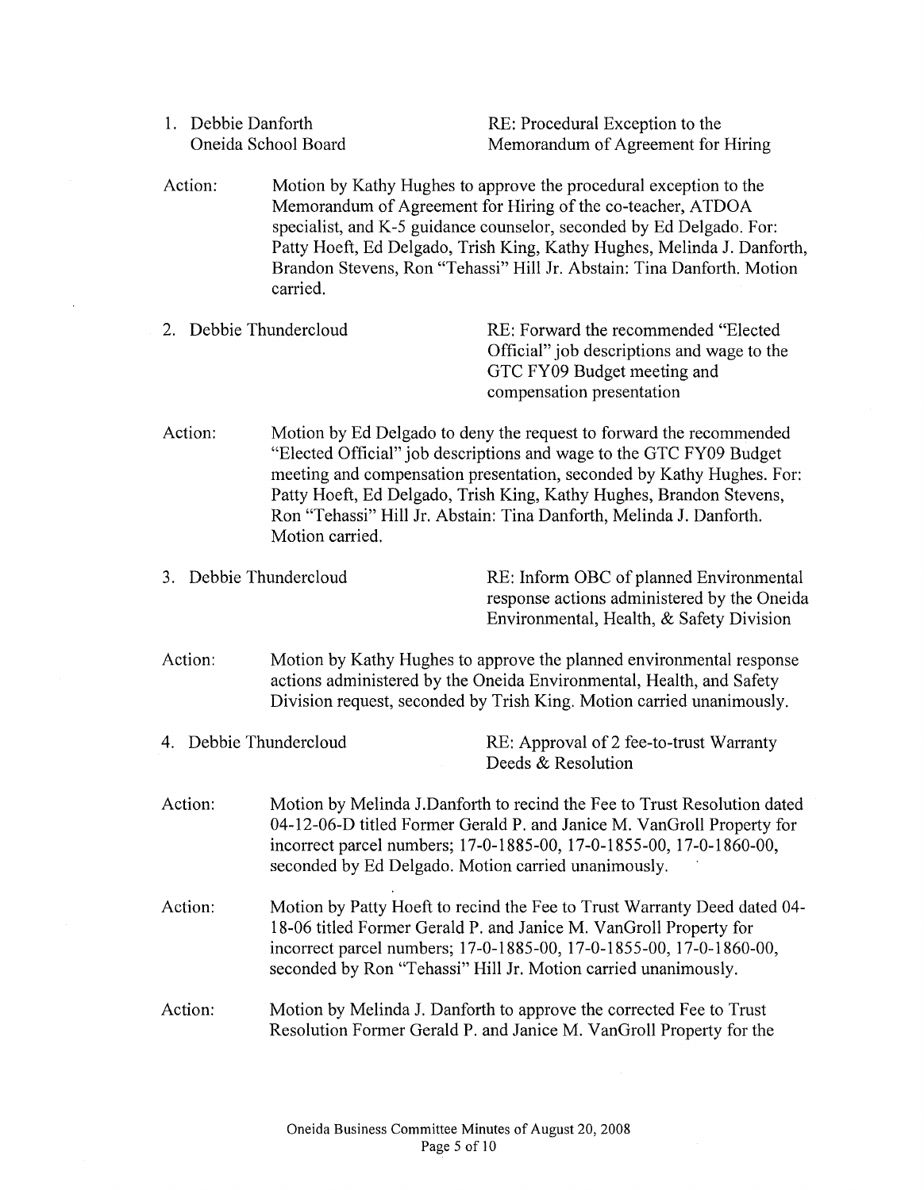1. Debbie Danforth
   Oneida School Board

   RE: Procedural Exception to the Memorandum of Agreement for Hiring

Action: Motion by Kathy Hughes to approve the procedural exception to the Memorandum of Agreement for Hiring of the co-teacher, ATDOA specialist, and K-5 guidance counselor, seconded by Ed Delgado. For: Patty Hoeft, Ed Delgado, Trish King, Kathy Hughes, Melinda J. Danforth, Brandon Stevens, Ron "Tehassi" Hill Jr. Abstain: Tina Danforth. Motion carried.

2. Debbie Thundercloud

   RE: Forward the recommended "Elected Official" job descriptions and wage to the GTC FY09 Budget meeting and compensation presentation

Action: Motion by Ed Delgado to deny the request to forward the recommended "Elected Official" job descriptions and wage to the GTC FY09 Budget meeting and compensation presentation, seconded by Kathy Hughes. For: Patty Hoeft, Ed Delgado, Trish King, Kathy Hughes, Brandon Stevens, Ron "Tehassi" Hill Jr. Abstain: Tina Danforth, Melinda J. Danforth. Motion carried.

3. Debbie Thundercloud

   RE: Inform OBC of planned Environmental response actions administered by the Oneida Environmental, Health, & Safety Division

Action: Motion by Kathy Hughes to approve the planned environmental response actions administered by the Oneida Environmental, Health, and Safety Division request, seconded by Trish King. Motion carried unanimously.

4. Debbie Thundercloud

   RE: Approval of 2 fee-to-trust Warranty Deeds & Resolution

Action: Motion by Melinda J.Danforth to recind the Fee to Trust Resolution dated 04-12-06-D titled Former Gerald P. and Janice M. VanGroll Property for incorrect parcel numbers; 17-0-1885-00, 17-0-1855-00, 17-0-1860-00, seconded by Ed Delgado. Motion carried unanimously.

Action: Motion by Patty Hoeft to recind the Fee to Trust Warranty Deed dated 04-18-06 titled Former Gerald P. and Janice M. VanGroll Property for incorrect parcel numbers; 17-0-1885-00, 17-0-1855-00, 17-0-1860-00, seconded by Ron "Tehassi" Hill Jr. Motion carried unanimously.

Action: Motion by Melinda J. Danforth to approve the corrected Fee to Trust Resolution Former Gerald P. and Janice M. VanGroll Property for the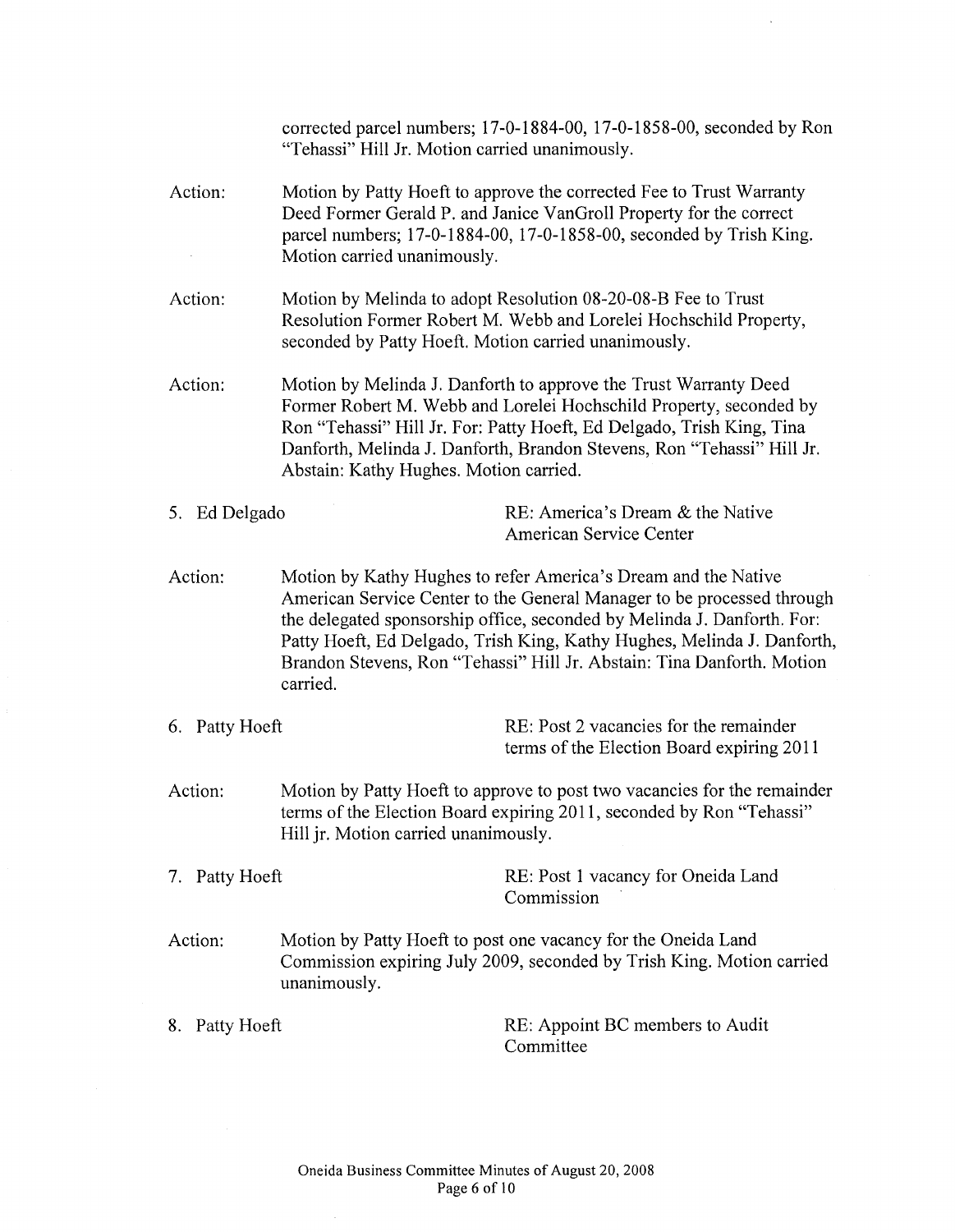corrected parcel numbers; 17-0-1884-00, 17-0-1858-00, seconded by Ron "Tehassi" Hill Jr. Motion carried unanimously.

Action: Motion by Patty Hoeft to approve the corrected Fee to Trust Warranty Deed Former Gerald P. and Janice VanGroll Property for the correct parcel numbers; 17-0-1884-00, 17-0-1858-00, seconded by Trish King. Motion carried unanimously.

Action: Motion by Melinda to adopt Resolution 08-20-08-B Fee to Trust Resolution Former Robert M. Webb and Lorelei Hochschild Property, seconded by Patty Hoeft. Motion carried unanimously.

Action: Motion by Melinda J. Danforth to approve the Trust Warranty Deed Former Robert M. Webb and Lorelei Hochschild Property, seconded by Ron "Tehassi" Hill Jr. For: Patty Hoeft, Ed Delgado, Trish King, Tina Danforth, Melinda J. Danforth, Brandon Stevens, Ron "Tehassi" Hill Jr. Abstain: Kathy Hughes. Motion carried.

5. Ed Delgado — RE: America's Dream & the Native American Service Center

Action: Motion by Kathy Hughes to refer America's Dream and the Native American Service Center to the General Manager to be processed through the delegated sponsorship office, seconded by Melinda J. Danforth. For: Patty Hoeft, Ed Delgado, Trish King, Kathy Hughes, Melinda J. Danforth, Brandon Stevens, Ron "Tehassi" Hill Jr. Abstain: Tina Danforth. Motion carried.

6. Patty Hoeft — RE: Post 2 vacancies for the remainder terms of the Election Board expiring 2011

Action: Motion by Patty Hoeft to approve to post two vacancies for the remainder terms of the Election Board expiring 2011, seconded by Ron "Tehassi" Hill jr. Motion carried unanimously.

7. Patty Hoeft — RE: Post 1 vacancy for Oneida Land Commission

Action: Motion by Patty Hoeft to post one vacancy for the Oneida Land Commission expiring July 2009, seconded by Trish King. Motion carried unanimously.

8. Patty Hoeft — RE: Appoint BC members to Audit Committee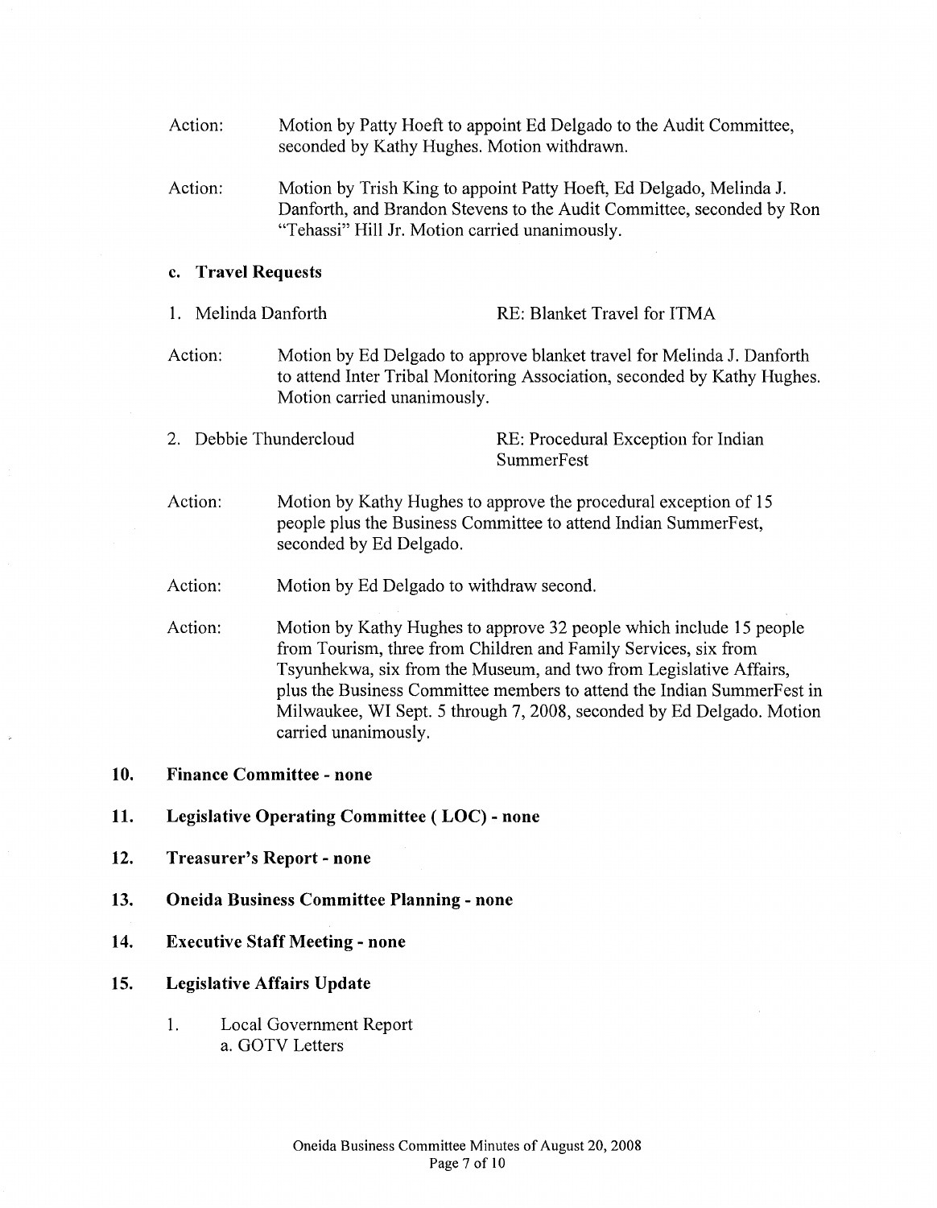Action: Motion by Patty Hoeft to appoint Ed Delgado to the Audit Committee, seconded by Kathy Hughes. Motion withdrawn.

Action: Motion by Trish King to appoint Patty Hoeft, Ed Delgado, Melinda J. Danforth, and Brandon Stevens to the Audit Committee, seconded by Ron "Tehassi" Hill Jr. Motion carried unanimously.

### c. Travel Requests

1. Melinda Danforth — RE: Blanket Travel for ITMA

Action: Motion by Ed Delgado to approve blanket travel for Melinda J. Danforth to attend Inter Tribal Monitoring Association, seconded by Kathy Hughes. Motion carried unanimously.

2. Debbie Thundercloud — RE: Procedural Exception for Indian SummerFest

Action: Motion by Kathy Hughes to approve the procedural exception of 15 people plus the Business Committee to attend Indian SummerFest, seconded by Ed Delgado.

Action: Motion by Ed Delgado to withdraw second.

Action: Motion by Kathy Hughes to approve 32 people which include 15 people from Tourism, three from Children and Family Services, six from Tsyunhekwa, six from the Museum, and two from Legislative Affairs, plus the Business Committee members to attend the Indian SummerFest in Milwaukee, WI Sept. 5 through 7, 2008, seconded by Ed Delgado. Motion carried unanimously.

## 10. Finance Committee - none

## 11. Legislative Operating Committee ( LOC) - none

## 12. Treasurer's Report - none

## 13. Oneida Business Committee Planning - none

## 14. Executive Staff Meeting - none

## 15. Legislative Affairs Update

1. Local Government Report
   a. GOTV Letters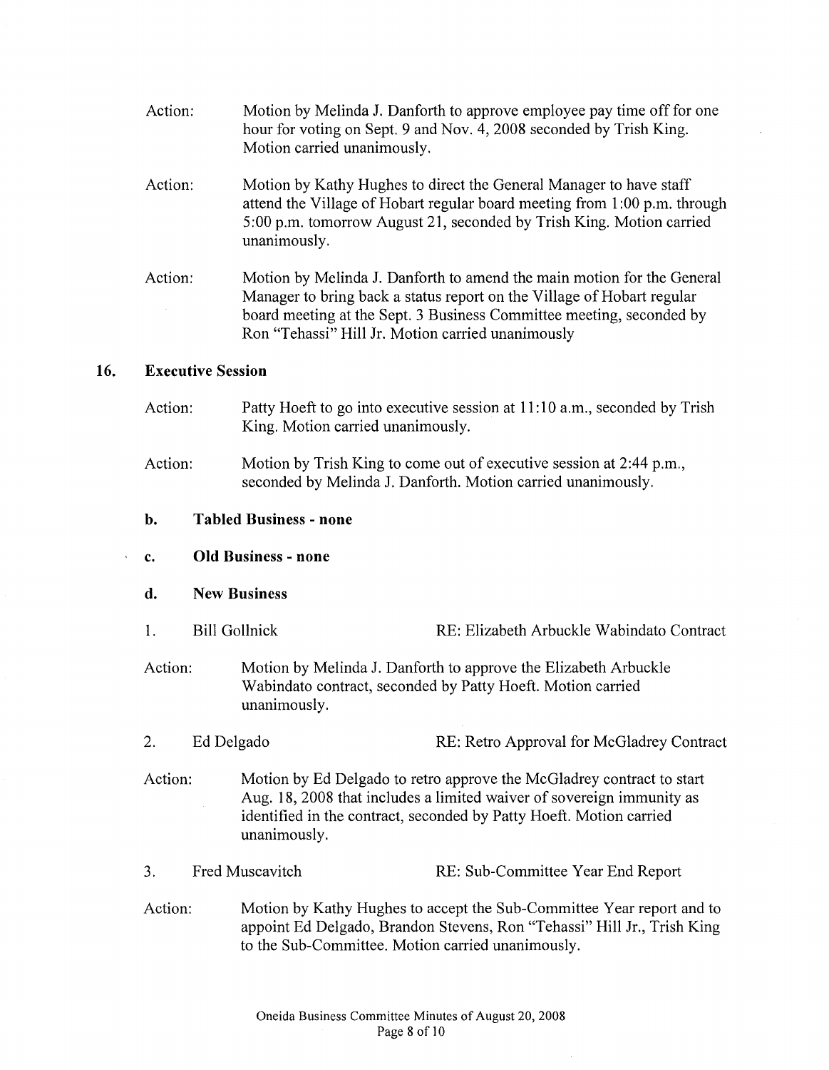Action: Motion by Melinda J. Danforth to approve employee pay time off for one hour for voting on Sept. 9 and Nov. 4, 2008 seconded by Trish King. Motion carried unanimously.

Action: Motion by Kathy Hughes to direct the General Manager to have staff attend the Village of Hobart regular board meeting from 1:00 p.m. through 5:00 p.m. tomorrow August 21, seconded by Trish King. Motion carried unanimously.

Action: Motion by Melinda J. Danforth to amend the main motion for the General Manager to bring back a status report on the Village of Hobart regular board meeting at the Sept. 3 Business Committee meeting, seconded by Ron "Tehassi" Hill Jr. Motion carried unanimously

## 16. Executive Session

Action: Patty Hoeft to go into executive session at 11:10 a.m., seconded by Trish King. Motion carried unanimously.

Action: Motion by Trish King to come out of executive session at 2:44 p.m., seconded by Melinda J. Danforth. Motion carried unanimously.

**b. Tabled Business - none**

**c. Old Business - none**

**d. New Business**

1. Bill Gollnick — RE: Elizabeth Arbuckle Wabindato Contract

Action: Motion by Melinda J. Danforth to approve the Elizabeth Arbuckle Wabindato contract, seconded by Patty Hoeft. Motion carried unanimously.

2. Ed Delgado — RE: Retro Approval for McGladrey Contract

Action: Motion by Ed Delgado to retro approve the McGladrey contract to start Aug. 18, 2008 that includes a limited waiver of sovereign immunity as identified in the contract, seconded by Patty Hoeft. Motion carried unanimously.

3. Fred Muscavitch — RE: Sub-Committee Year End Report

Action: Motion by Kathy Hughes to accept the Sub-Committee Year report and to appoint Ed Delgado, Brandon Stevens, Ron "Tehassi" Hill Jr., Trish King to the Sub-Committee. Motion carried unanimously.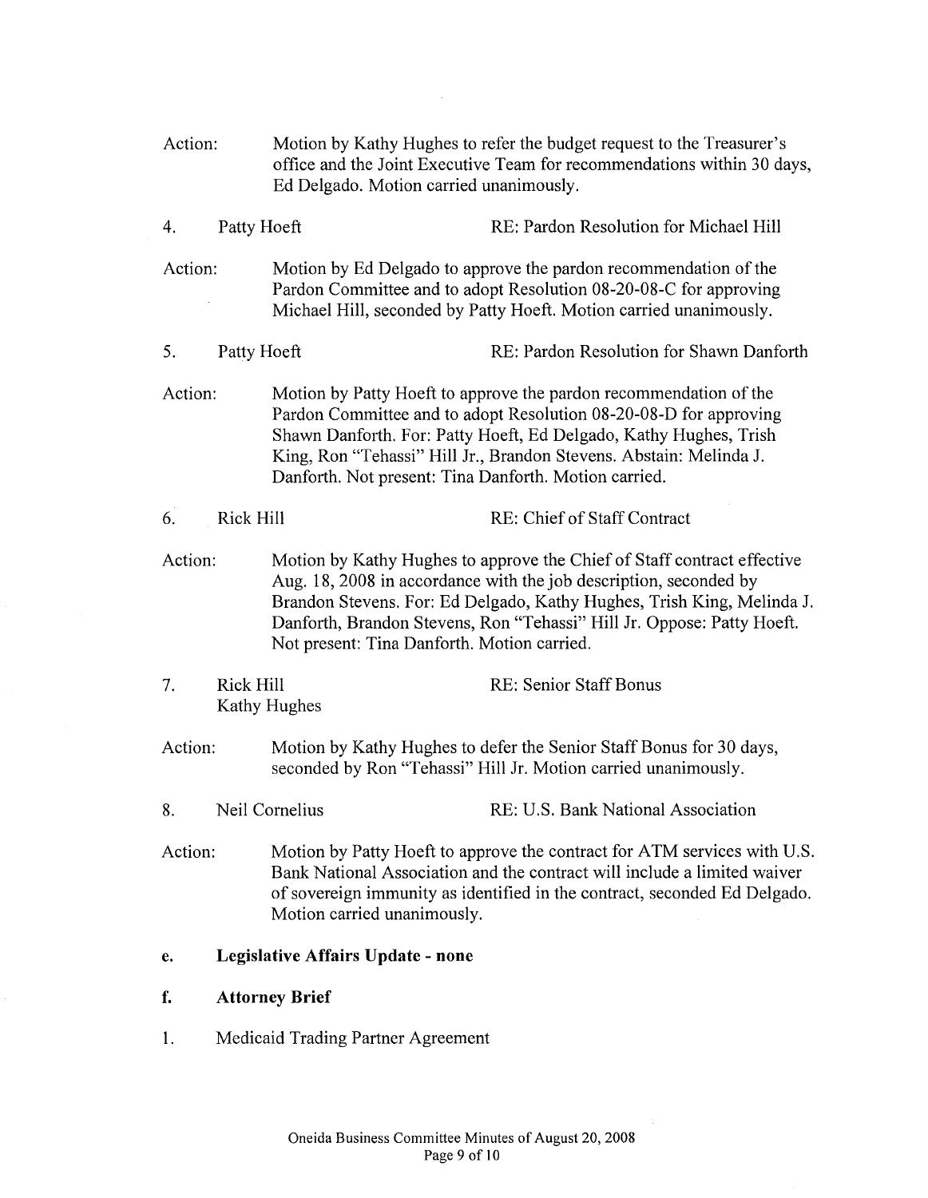Action: Motion by Kathy Hughes to refer the budget request to the Treasurer's office and the Joint Executive Team for recommendations within 30 days, Ed Delgado. Motion carried unanimously.

4. Patty Hoeft RE: Pardon Resolution for Michael Hill

Action: Motion by Ed Delgado to approve the pardon recommendation of the Pardon Committee and to adopt Resolution 08-20-08-C for approving Michael Hill, seconded by Patty Hoeft. Motion carried unanimously.

5. Patty Hoeft RE: Pardon Resolution for Shawn Danforth

Action: Motion by Patty Hoeft to approve the pardon recommendation of the Pardon Committee and to adopt Resolution 08-20-08-D for approving Shawn Danforth. For: Patty Hoeft, Ed Delgado, Kathy Hughes, Trish King, Ron "Tehassi" Hill Jr., Brandon Stevens. Abstain: Melinda J. Danforth. Not present: Tina Danforth. Motion carried.

6. Rick Hill RE: Chief of Staff Contract

Action: Motion by Kathy Hughes to approve the Chief of Staff contract effective Aug. 18, 2008 in accordance with the job description, seconded by Brandon Stevens. For: Ed Delgado, Kathy Hughes, Trish King, Melinda J. Danforth, Brandon Stevens, Ron "Tehassi" Hill Jr. Oppose: Patty Hoeft. Not present: Tina Danforth. Motion carried.

7. Rick Hill
Kathy Hughes RE: Senior Staff Bonus

Action: Motion by Kathy Hughes to defer the Senior Staff Bonus for 30 days, seconded by Ron "Tehassi" Hill Jr. Motion carried unanimously.

8. Neil Cornelius RE: U.S. Bank National Association

Action: Motion by Patty Hoeft to approve the contract for ATM services with U.S. Bank National Association and the contract will include a limited waiver of sovereign immunity as identified in the contract, seconded Ed Delgado. Motion carried unanimously.

**e. Legislative Affairs Update - none**

**f. Attorney Brief**

1. Medicaid Trading Partner Agreement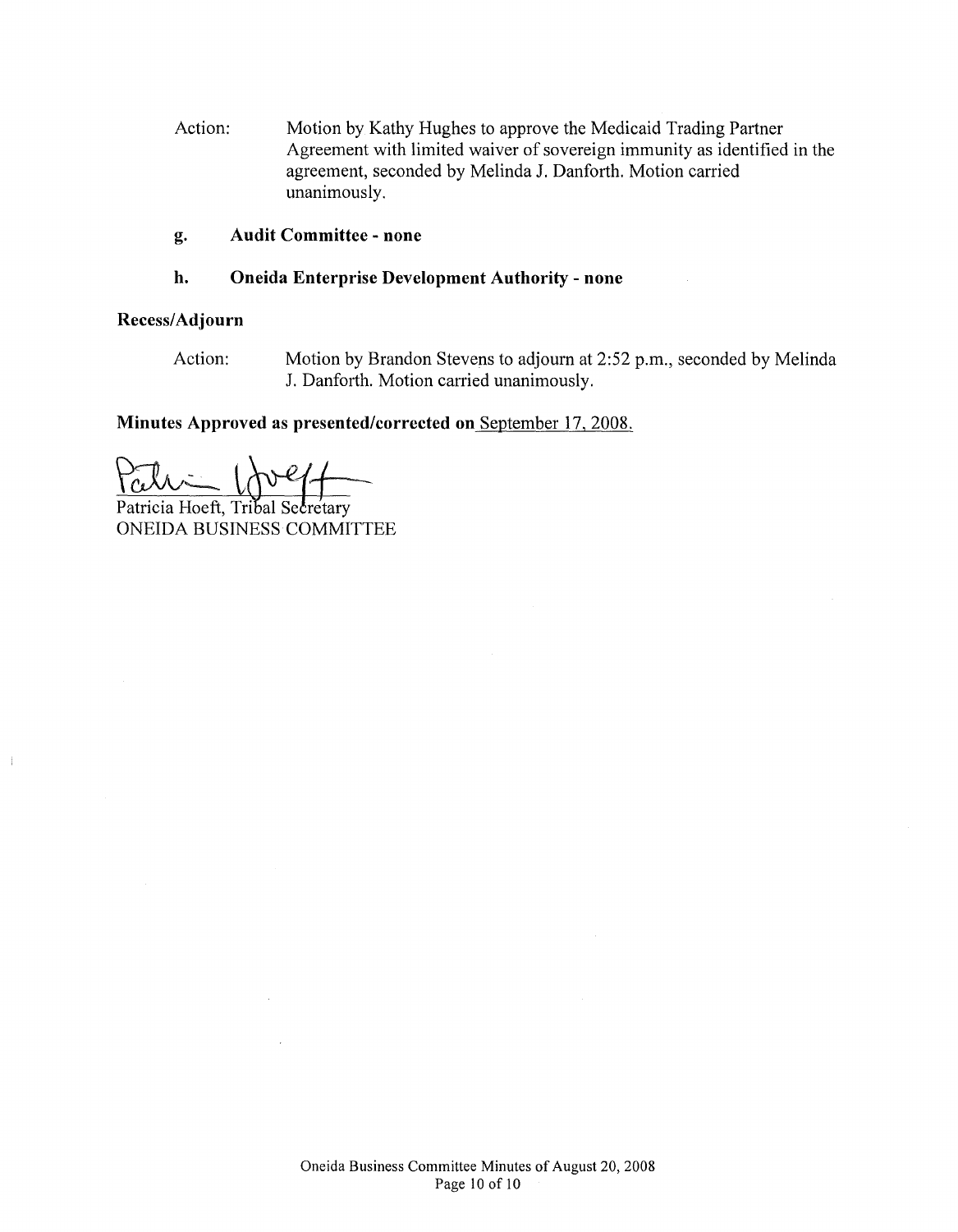Action: Motion by Kathy Hughes to approve the Medicaid Trading Partner Agreement with limited waiver of sovereign immunity as identified in the agreement, seconded by Melinda J. Danforth. Motion carried unanimously.

**g. Audit Committee - none**

**h. Oneida Enterprise Development Authority - none**

**Recess/Adjourn**

Action: Motion by Brandon Stevens to adjourn at 2:52 p.m., seconded by Melinda J. Danforth. Motion carried unanimously.

**Minutes Approved as presented/corrected on** September 17, 2008.

Patricia Hoeft, Tribal Secretary
ONEIDA BUSINESS COMMITTEE